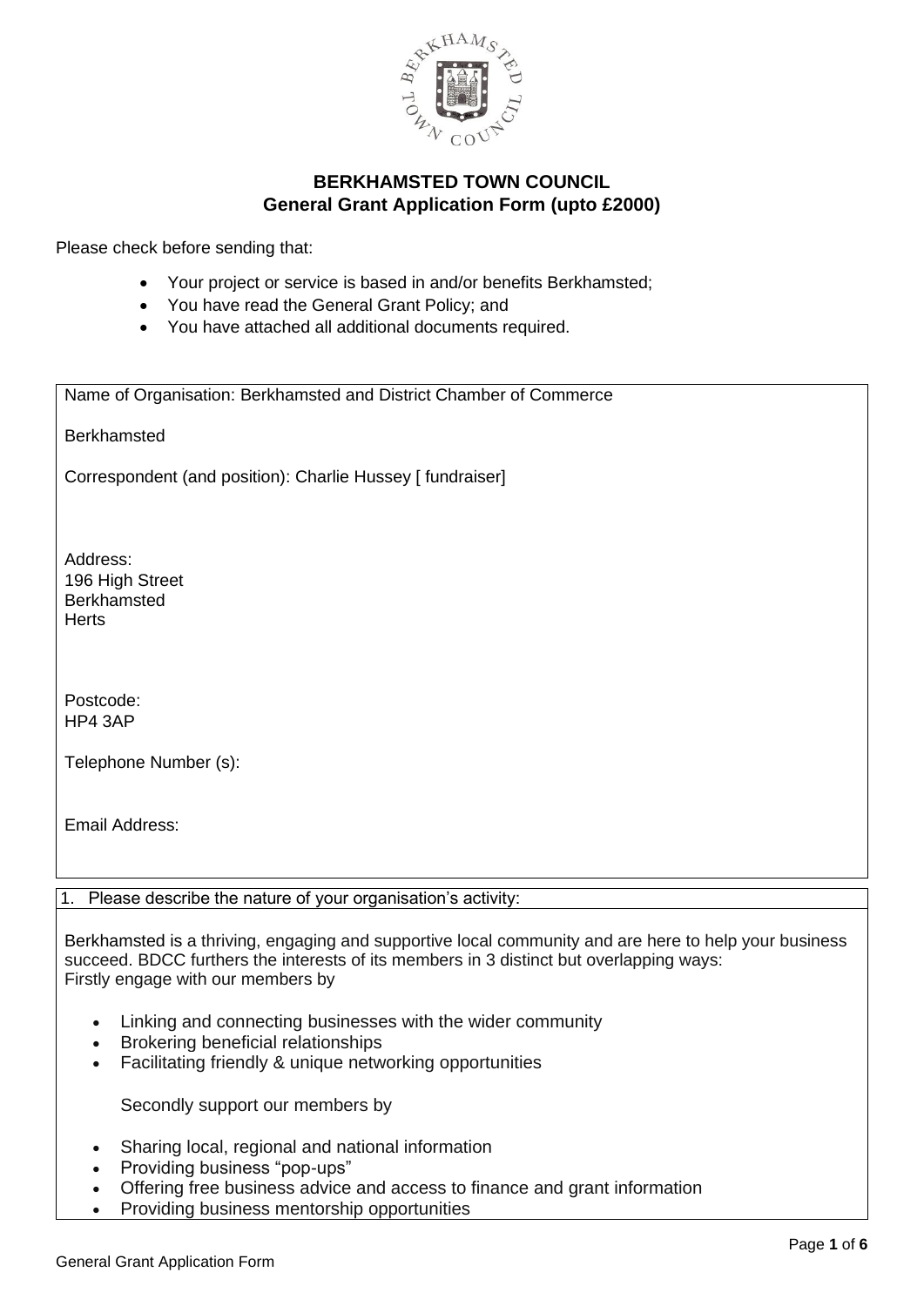# BERKHAMSTED TOWN COUNCIL
## General Grant Application Form (upto £2000)

Please check before sending that:

- Your project or service is based in and/or benefits Berkhamsted;
- You have read the General Grant Policy; and
- You have attached all additional documents required.

Name of Organisation: Berkhamsted and District Chamber of Commerce

Berkhamsted

Correspondent (and position): Charlie Hussey [ fundraiser]

Address:
196 High Street
Berkhamsted
Herts

Postcode:
HP4 3AP

Telephone Number (s):

Email Address:

1. Please describe the nature of your organisation's activity:

Berkhamsted is a thriving, engaging and supportive local community and are here to help your business succeed. BDCC furthers the interests of its members in 3 distinct but overlapping ways:
Firstly engage with our members by

- Linking and connecting businesses with the wider community
- Brokering beneficial relationships
- Facilitating friendly & unique networking opportunities

Secondly support our members by

- Sharing local, regional and national information
- Providing business "pop-ups"
- Offering free business advice and access to finance and grant information
- Providing business mentorship opportunities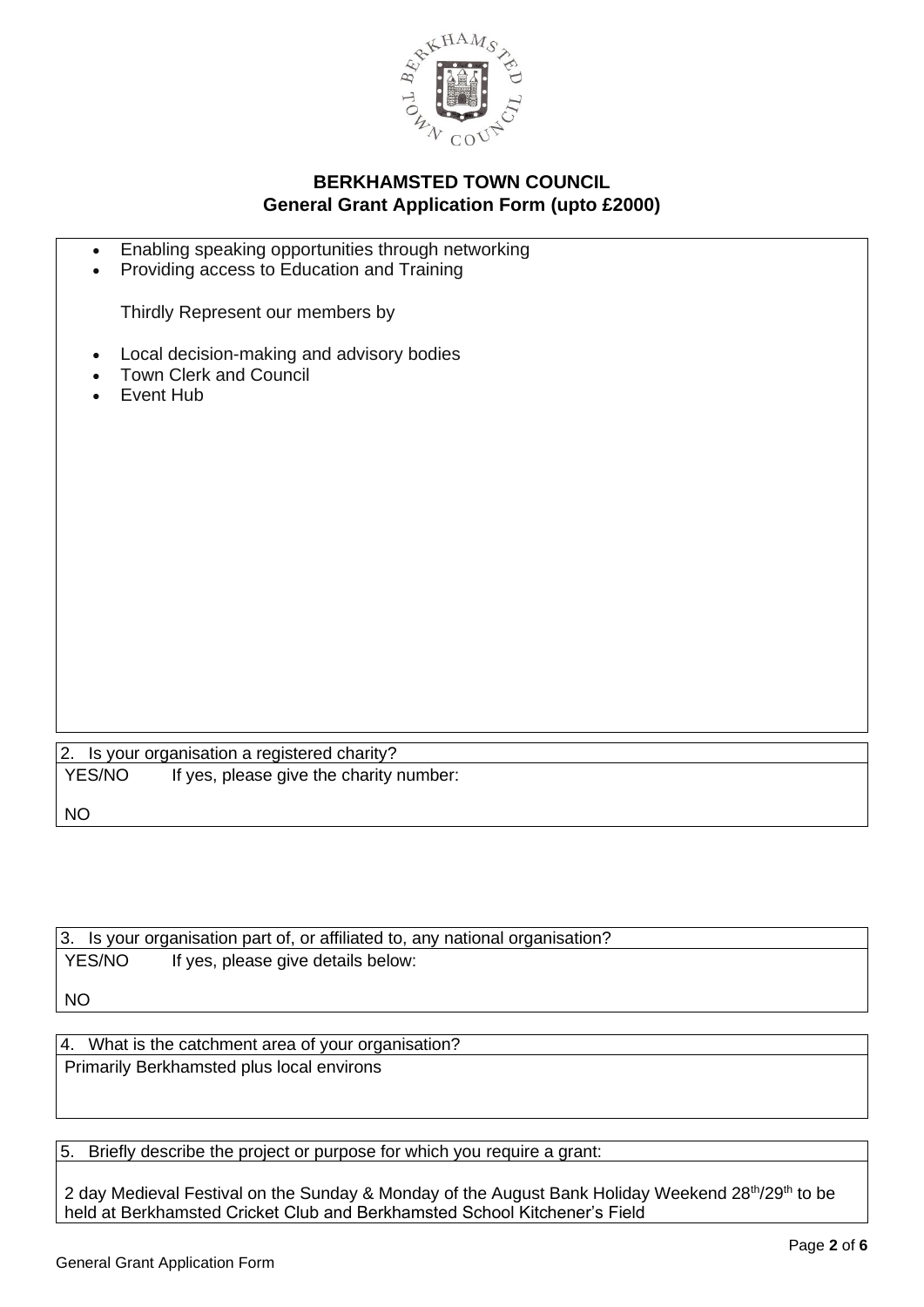**BERKHAMSTED TOWN COUNCIL**
**General Grant Application Form (upto £2000)**

- Enabling speaking opportunities through networking
- Providing access to Education and Training

Thirdly Represent our members by

- Local decision-making and advisory bodies
- Town Clerk and Council
- Event Hub

2. Is your organisation a registered charity?

YES/NO If yes, please give the charity number:

NO

3. Is your organisation part of, or affiliated to, any national organisation?

YES/NO If yes, please give details below:

NO

4. What is the catchment area of your organisation?

Primarily Berkhamsted plus local environs

5. Briefly describe the project or purpose for which you require a grant:

2 day Medieval Festival on the Sunday & Monday of the August Bank Holiday Weekend 28th/29th to be held at Berkhamsted Cricket Club and Berkhamsted School Kitchener's Field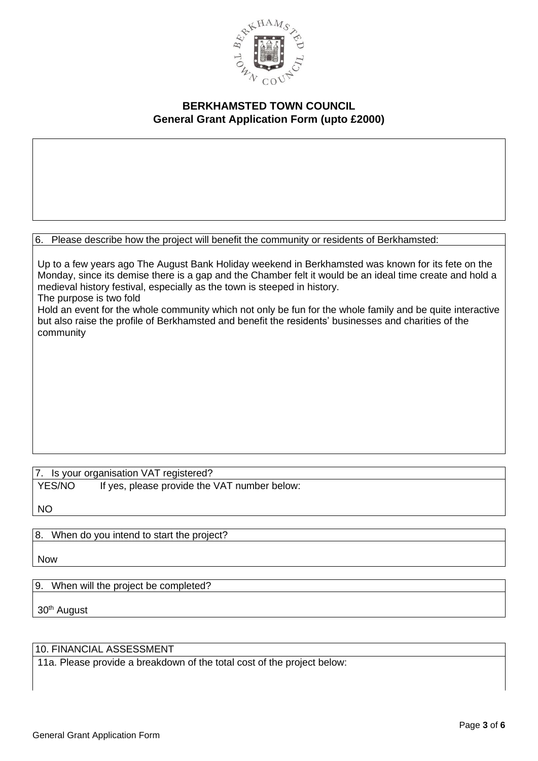**BERKHAMSTED TOWN COUNCIL**
**General Grant Application Form (upto £2000)**

6. Please describe how the project will benefit the community or residents of Berkhamsted:

Up to a few years ago The August Bank Holiday weekend in Berkhamsted was known for its fete on the Monday, since its demise there is a gap and the Chamber felt it would be an ideal time create and hold a medieval history festival, especially as the town is steeped in history.
The purpose is two fold
Hold an event for the whole community which not only be fun for the whole family and be quite interactive but also raise the profile of Berkhamsted and benefit the residents' businesses and charities of the community

7. Is your organisation VAT registered?
YES/NO If yes, please provide the VAT number below:

NO

8. When do you intend to start the project?

Now

9. When will the project be completed?

30th August

10. FINANCIAL ASSESSMENT

11a. Please provide a breakdown of the total cost of the project below: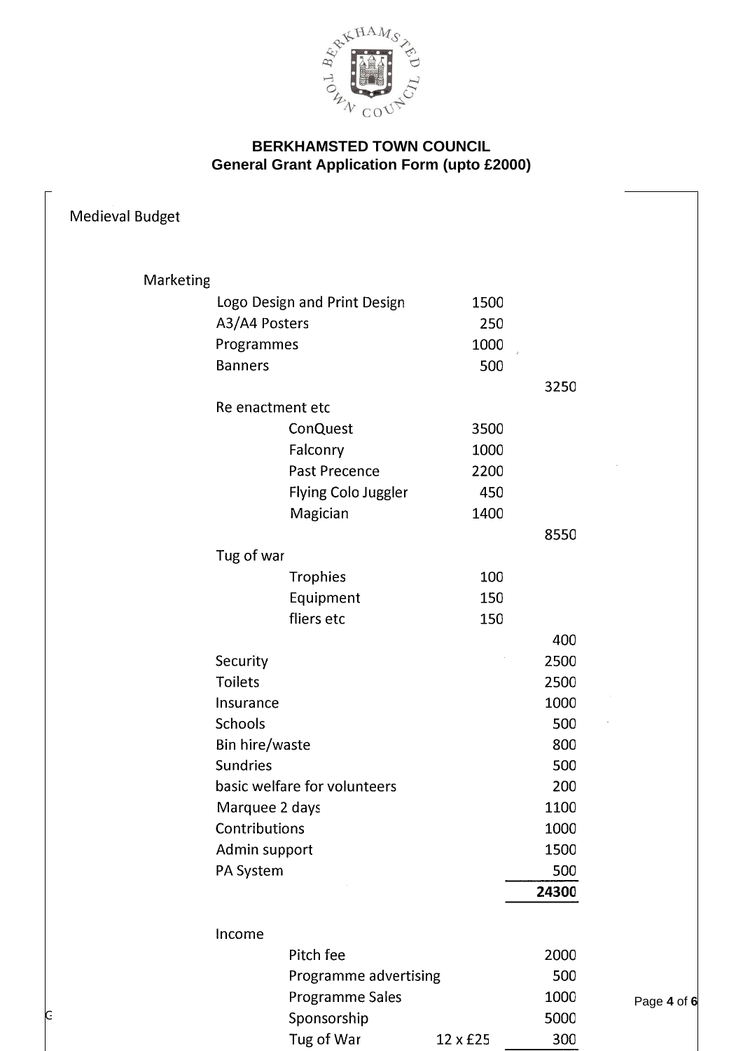**BERKHAMSTED TOWN COUNCIL**
**General Grant Application Form (upto £2000)**

Medieval Budget

| | | | |
|---|---|---|---|
| **Marketing** | | | |
| Logo Design and Print Design | | 1500 | |
| A3/A4 Posters | | 250 | |
| Programmes | | 1000 | |
| Banners | | 500 | |
| | | | 3250 |
| Re enactment etc | | | |
| | ConQuest | 3500 | |
| | Falconry | 1000 | |
| | Past Precence | 2200 | |
| | Flying Colo Juggler | 450 | |
| | Magician | 1400 | |
| | | | 8550 |
| Tug of war | | | |
| | Trophies | 100 | |
| | Equipment | 150 | |
| | fliers etc | 150 | |
| | | | 400 |
| Security | | | 2500 |
| Toilets | | | 2500 |
| Insurance | | | 1000 |
| Schools | | | 500 |
| Bin hire/waste | | | 800 |
| Sundries | | | 500 |
| basic welfare for volunteers | | | 200 |
| Marquee 2 days | | | 1100 |
| Contributions | | | 1000 |
| Admin support | | | 1500 |
| PA System | | | 500 |
| | | | **24300** |

| | | | |
|---|---|---|---|
| Income | | | |
| | Pitch fee | | 2000 |
| | Programme advertising | | 500 |
| | Programme Sales | | 1000 |
| | Sponsorship | | 5000 |
| | Tug of War | 12 x £25 | 300 |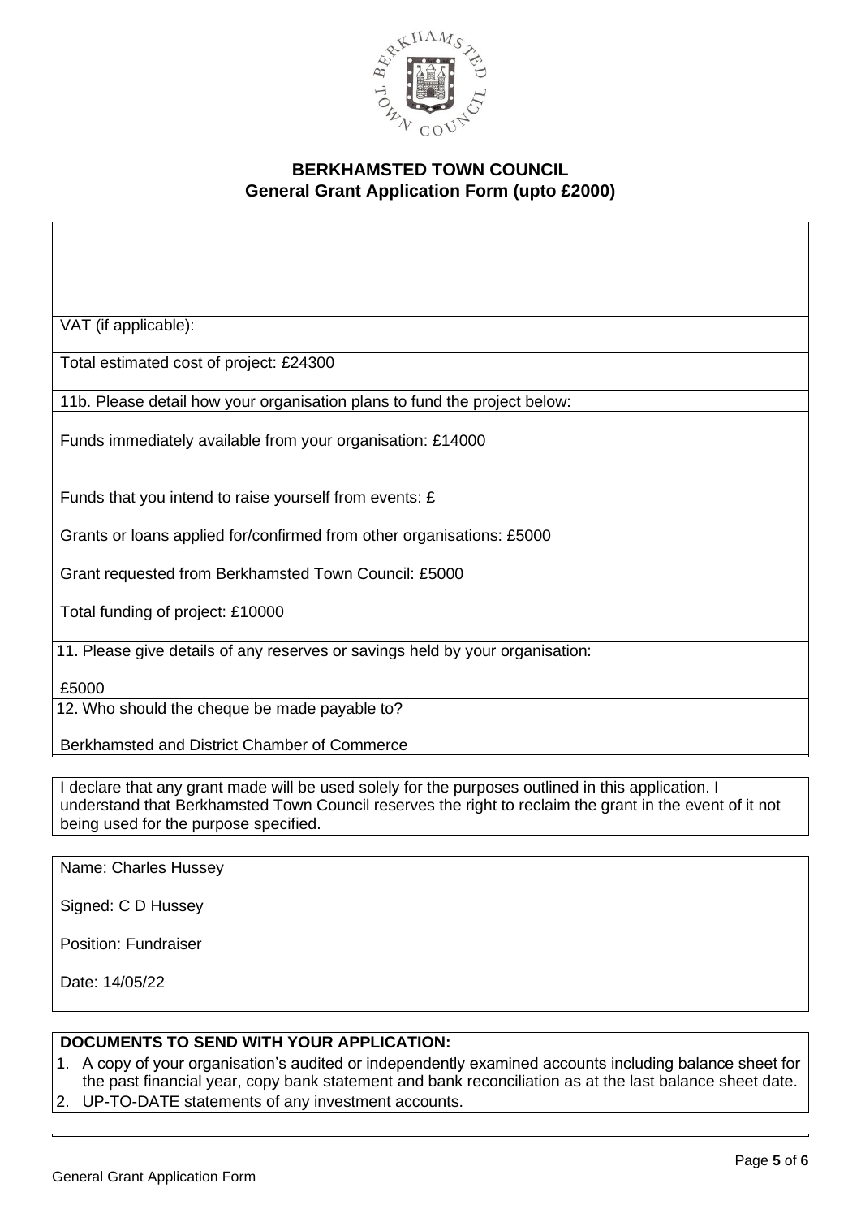**BERKHAMSTED TOWN COUNCIL**
**General Grant Application Form (upto £2000)**

VAT (if applicable):

Total estimated cost of project: £24300

11b. Please detail how your organisation plans to fund the project below:

Funds immediately available from your organisation: £14000

Funds that you intend to raise yourself from events: £

Grants or loans applied for/confirmed from other organisations: £5000

Grant requested from Berkhamsted Town Council: £5000

Total funding of project: £10000

11. Please give details of any reserves or savings held by your organisation:

£5000

12. Who should the cheque be made payable to?

Berkhamsted and District Chamber of Commerce

I declare that any grant made will be used solely for the purposes outlined in this application. I understand that Berkhamsted Town Council reserves the right to reclaim the grant in the event of it not being used for the purpose specified.

Name: Charles Hussey

Signed: C D Hussey

Position: Fundraiser

Date: 14/05/22

**DOCUMENTS TO SEND WITH YOUR APPLICATION:**

1. A copy of your organisation's audited or independently examined accounts including balance sheet for the past financial year, copy bank statement and bank reconciliation as at the last balance sheet date.
2. UP-TO-DATE statements of any investment accounts.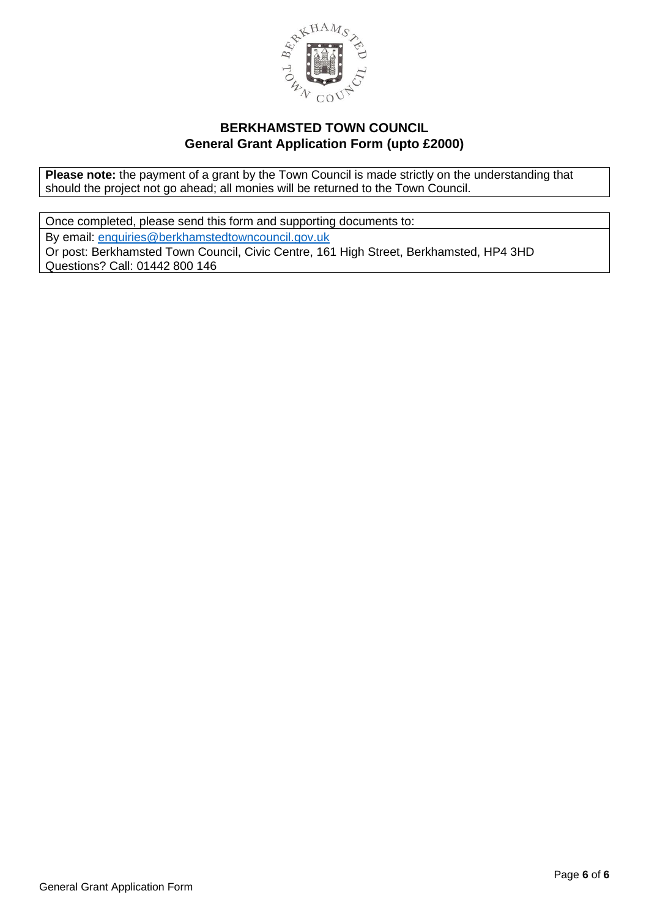**BERKHAMSTED TOWN COUNCIL**
**General Grant Application Form (upto £2000)**

**Please note:** the payment of a grant by the Town Council is made strictly on the understanding that should the project not go ahead; all monies will be returned to the Town Council.

Once completed, please send this form and supporting documents to:

By email: enquiries@berkhamstedtowncouncil.gov.uk

Or post: Berkhamsted Town Council, Civic Centre, 161 High Street, Berkhamsted, HP4 3HD

Questions? Call: 01442 800 146